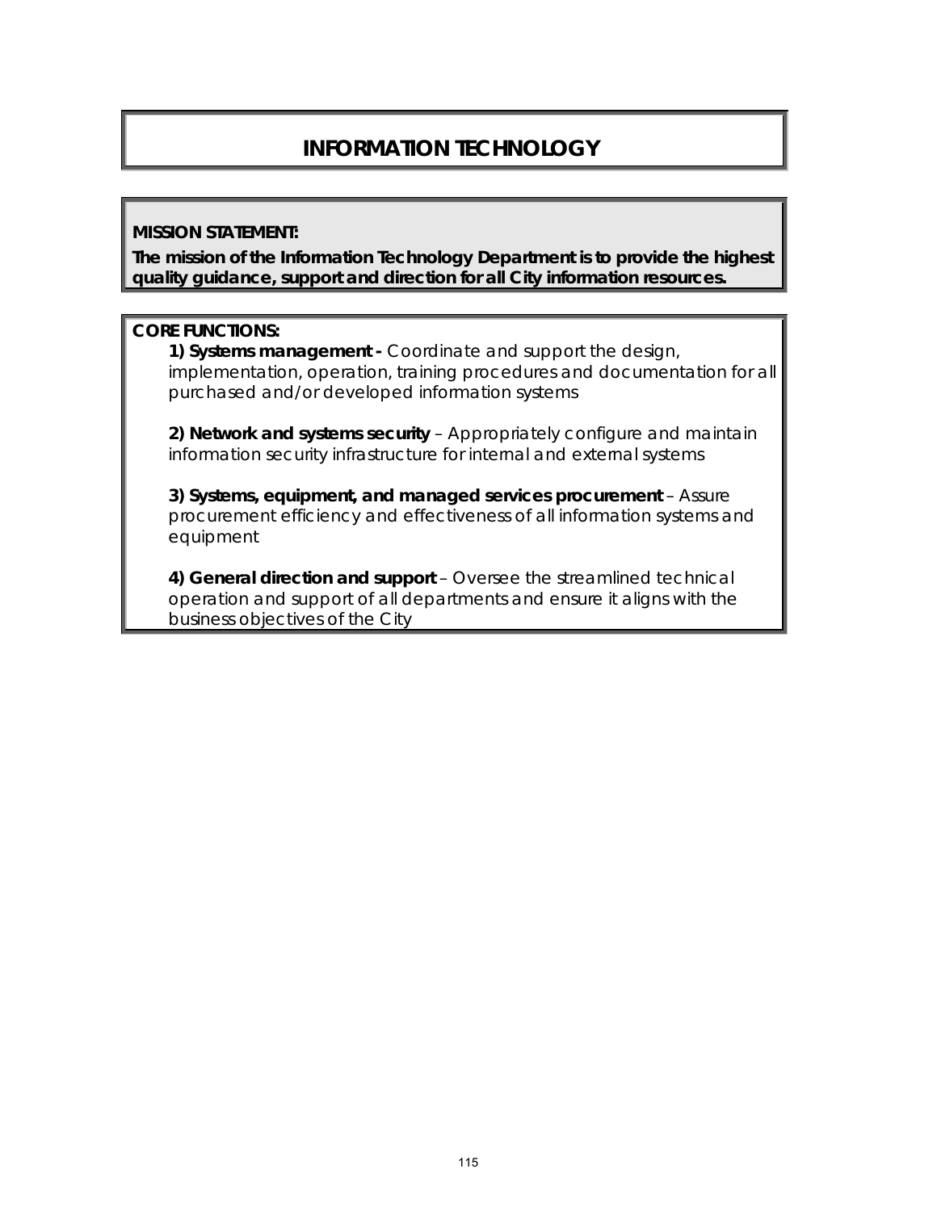# INFORMATION TECHNOLOGY

**MISSION STATEMENT:**

**The mission of the Information Technology Department is to provide the highest quality guidance, support and direction for all City information resources.**

**CORE FUNCTIONS:**

**1) Systems management -** Coordinate and support the design, implementation, operation, training procedures and documentation for all purchased and/or developed information systems

**2) Network and systems security** – Appropriately configure and maintain information security infrastructure for internal and external systems

**3) Systems, equipment, and managed services procurement** – Assure procurement efficiency and effectiveness of all information systems and equipment

**4) General direction and support** – Oversee the streamlined technical operation and support of all departments and ensure it aligns with the business objectives of the City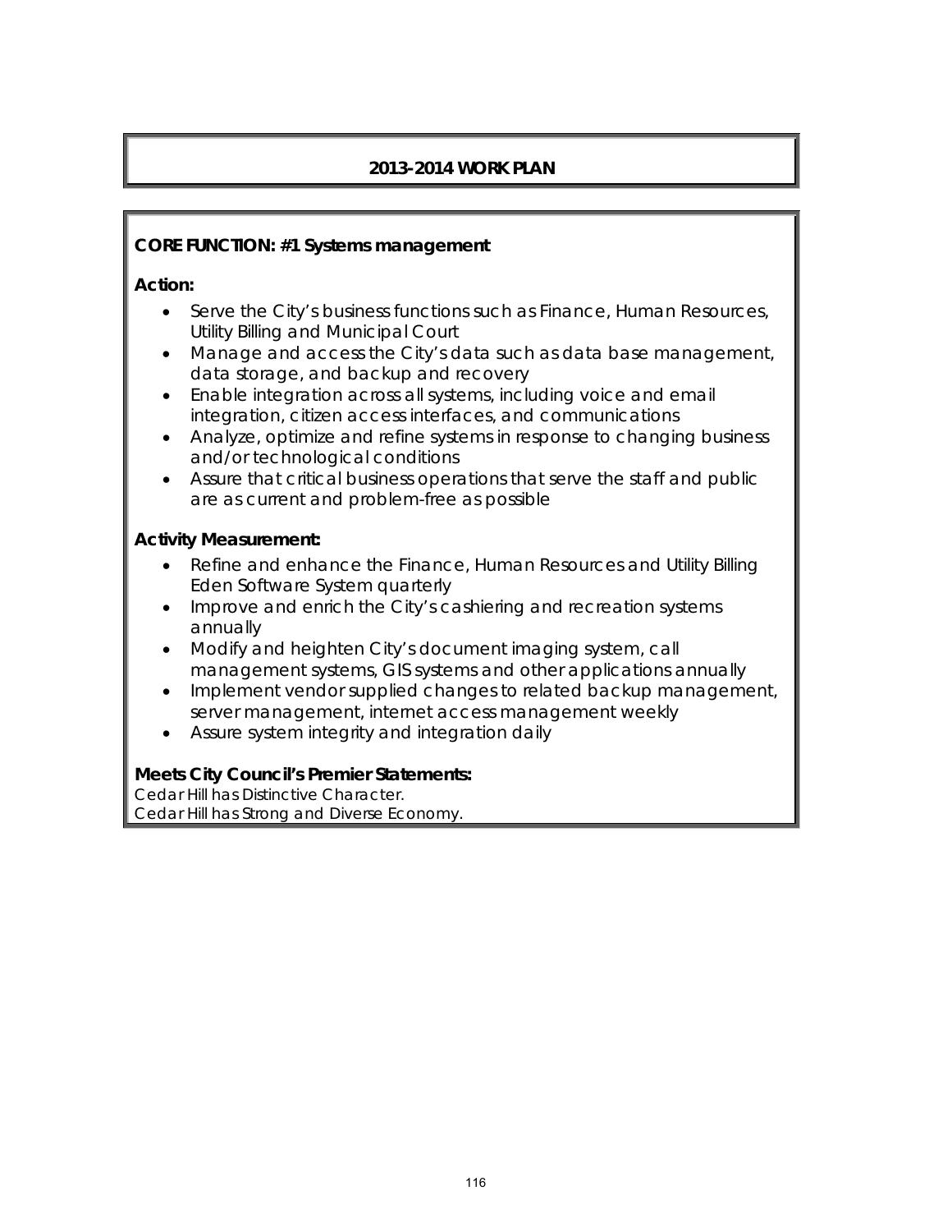## 2013-2014 WORK PLAN

**CORE FUNCTION: #1 Systems management**

**Action:**

- Serve the City's business functions such as Finance, Human Resources, Utility Billing and Municipal Court
- Manage and access the City's data such as data base management, data storage, and backup and recovery
- Enable integration across all systems, including voice and email integration, citizen access interfaces, and communications
- Analyze, optimize and refine systems in response to changing business and/or technological conditions
- Assure that critical business operations that serve the staff and public are as current and problem-free as possible

**Activity Measurement:**

- Refine and enhance the Finance, Human Resources and Utility Billing Eden Software System quarterly
- Improve and enrich the City's cashiering and recreation systems annually
- Modify and heighten City's document imaging system, call management systems, GIS systems and other applications annually
- Implement vendor supplied changes to related backup management, server management, internet access management weekly
- Assure system integrity and integration daily

**Meets City Council's Premier Statements:**

Cedar Hill has Distinctive Character.
Cedar Hill has Strong and Diverse Economy.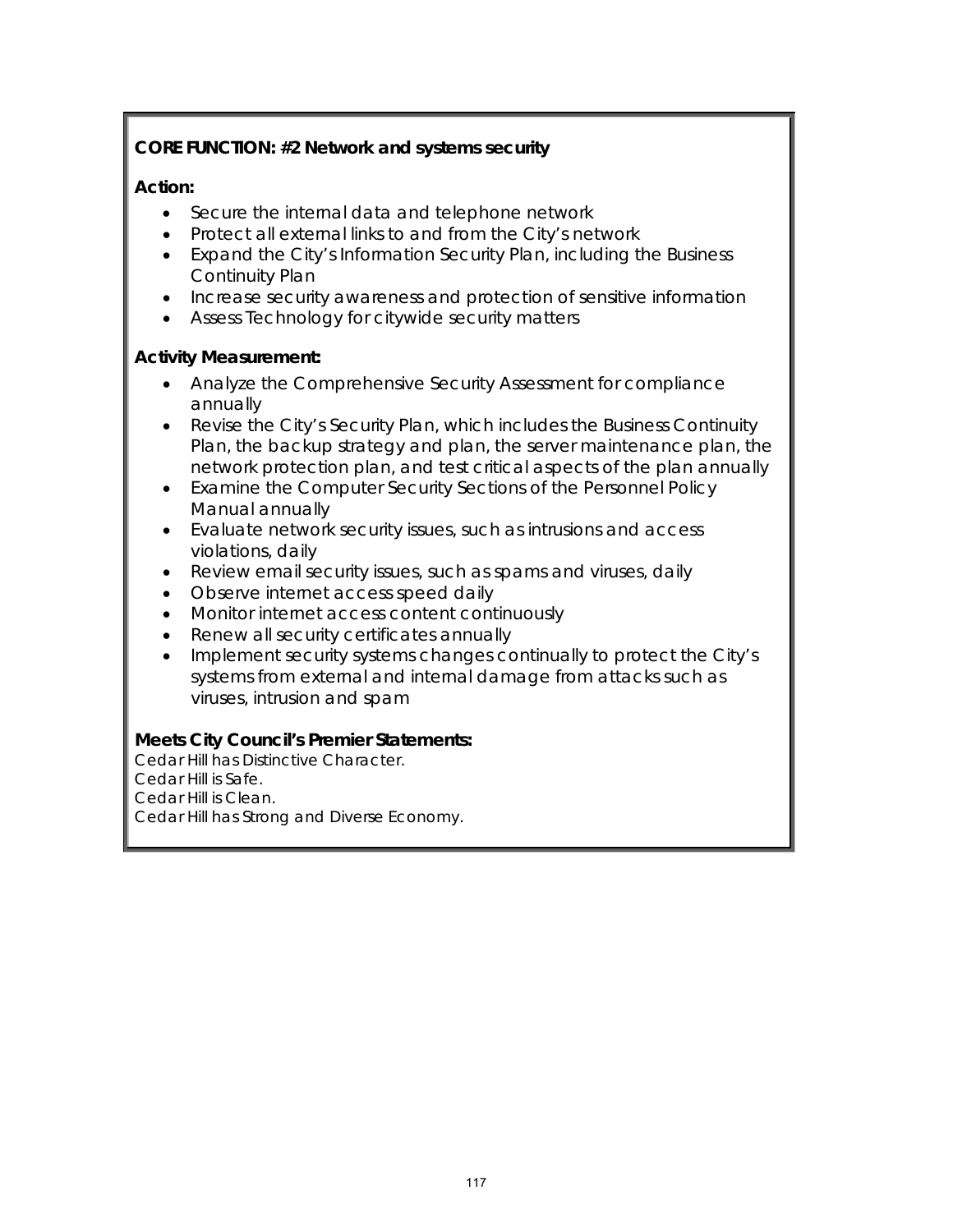**CORE FUNCTION: #2 Network and systems security**

**Action:**

- Secure the internal data and telephone network
- Protect all external links to and from the City's network
- Expand the City's Information Security Plan, including the Business Continuity Plan
- Increase security awareness and protection of sensitive information
- Assess Technology for citywide security matters

**Activity Measurement:**

- Analyze the Comprehensive Security Assessment for compliance annually
- Revise the City's Security Plan, which includes the Business Continuity Plan, the backup strategy and plan, the server maintenance plan, the network protection plan, and test critical aspects of the plan annually
- Examine the Computer Security Sections of the Personnel Policy Manual annually
- Evaluate network security issues, such as intrusions and access violations, daily
- Review email security issues, such as spams and viruses, daily
- Observe internet access speed daily
- Monitor internet access content continuously
- Renew all security certificates annually
- Implement security systems changes continually to protect the City's systems from external and internal damage from attacks such as viruses, intrusion and spam

**Meets City Council's Premier Statements:**

Cedar Hill has Distinctive Character.
Cedar Hill is Safe.
Cedar Hill is Clean.
Cedar Hill has Strong and Diverse Economy.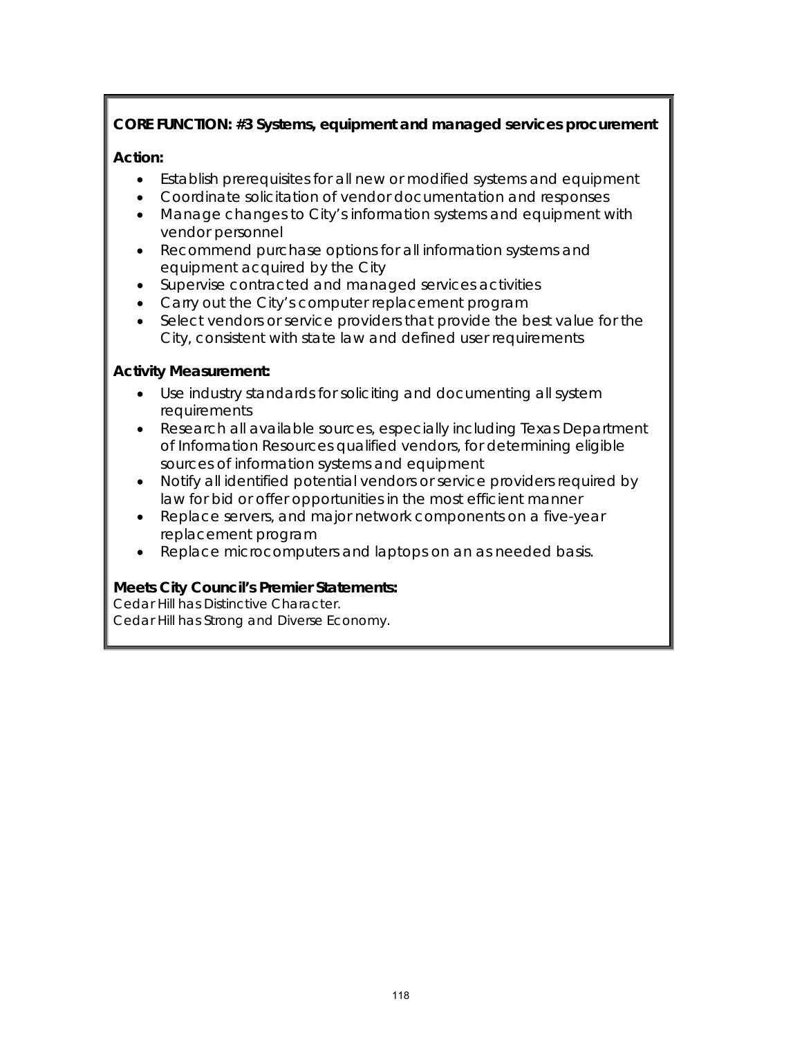**CORE FUNCTION: #3 Systems, equipment and managed services procurement**

**Action:**

- Establish prerequisites for all new or modified systems and equipment
- Coordinate solicitation of vendor documentation and responses
- Manage changes to City's information systems and equipment with vendor personnel
- Recommend purchase options for all information systems and equipment acquired by the City
- Supervise contracted and managed services activities
- Carry out the City's computer replacement program
- Select vendors or service providers that provide the best value for the City, consistent with state law and defined user requirements

**Activity Measurement:**

- Use industry standards for soliciting and documenting all system requirements
- Research all available sources, especially including Texas Department of Information Resources qualified vendors, for determining eligible sources of information systems and equipment
- Notify all identified potential vendors or service providers required by law for bid or offer opportunities in the most efficient manner
- Replace servers, and major network components on a five-year replacement program
- Replace microcomputers and laptops on an as needed basis.

**Meets City Council's Premier Statements:**

Cedar Hill has Distinctive Character.
Cedar Hill has Strong and Diverse Economy.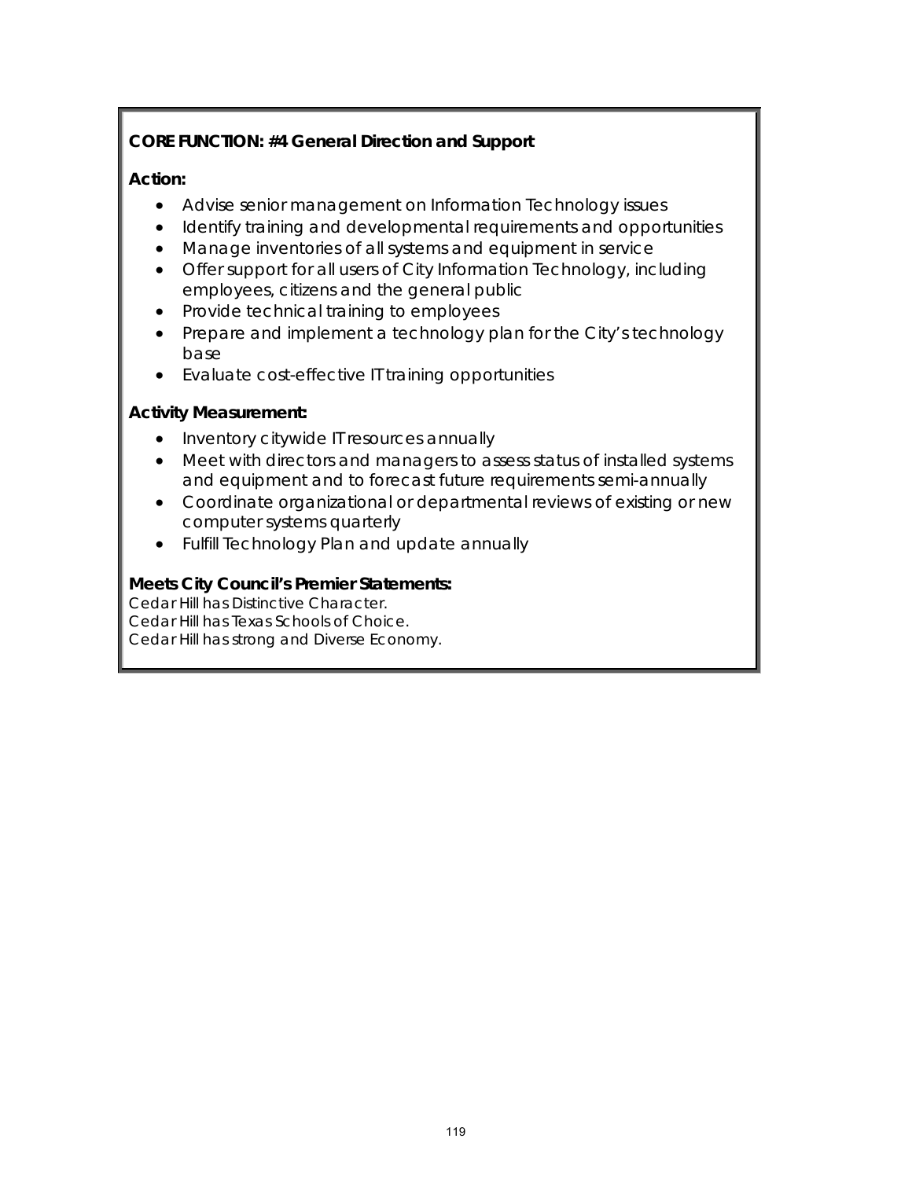**CORE FUNCTION: #4 General Direction and Support**

**Action:**

- Advise senior management on Information Technology issues
- Identify training and developmental requirements and opportunities
- Manage inventories of all systems and equipment in service
- Offer support for all users of City Information Technology, including employees, citizens and the general public
- Provide technical training to employees
- Prepare and implement a technology plan for the City's technology base
- Evaluate cost-effective IT training opportunities

**Activity Measurement:**

- Inventory citywide IT resources annually
- Meet with directors and managers to assess status of installed systems and equipment and to forecast future requirements semi-annually
- Coordinate organizational or departmental reviews of existing or new computer systems quarterly
- Fulfill Technology Plan and update annually

**Meets City Council's Premier Statements:**

Cedar Hill has Distinctive Character.
Cedar Hill has Texas Schools of Choice.
Cedar Hill has strong and Diverse Economy.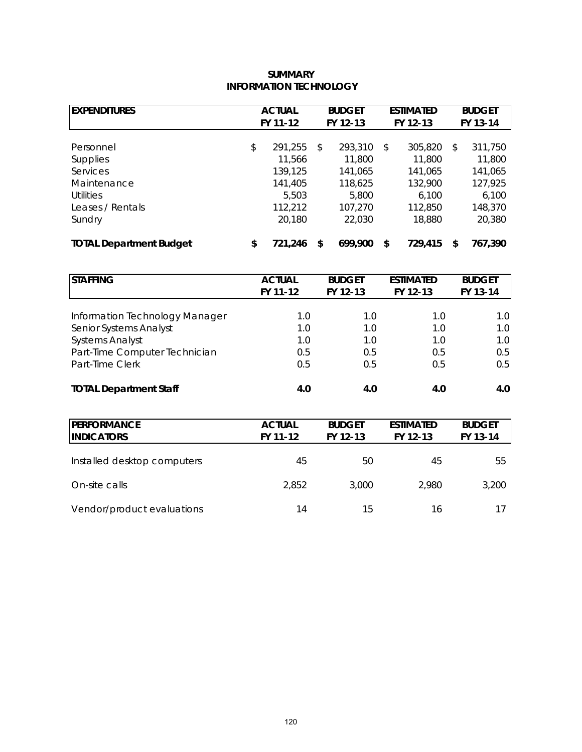# SUMMARY
# INFORMATION TECHNOLOGY

| EXPENDITURES | ACTUAL FY 11-12 | BUDGET FY 12-13 | ESTIMATED FY 12-13 | BUDGET FY 13-14 |
|---|---|---|---|---|
| Personnel | $ 291,255 | $ 293,310 | $ 305,820 | $ 311,750 |
| Supplies | 11,566 | 11,800 | 11,800 | 11,800 |
| Services | 139,125 | 141,065 | 141,065 | 141,065 |
| Maintenance | 141,405 | 118,625 | 132,900 | 127,925 |
| Utilities | 5,503 | 5,800 | 6,100 | 6,100 |
| Leases / Rentals | 112,212 | 107,270 | 112,850 | 148,370 |
| Sundry | 20,180 | 22,030 | 18,880 | 20,380 |
| **TOTAL Department Budget** | **$ 721,246** | **$ 699,900** | **$ 729,415** | **$ 767,390** |

| STAFFING | ACTUAL FY 11-12 | BUDGET FY 12-13 | ESTIMATED FY 12-13 | BUDGET FY 13-14 |
|---|---|---|---|---|
| Information Technology Manager | 1.0 | 1.0 | 1.0 | 1.0 |
| Senior Systems Analyst | 1.0 | 1.0 | 1.0 | 1.0 |
| Systems Analyst | 1.0 | 1.0 | 1.0 | 1.0 |
| Part-Time Computer Technician | 0.5 | 0.5 | 0.5 | 0.5 |
| Part-Time Clerk | 0.5 | 0.5 | 0.5 | 0.5 |
| **TOTAL Department Staff** | **4.0** | **4.0** | **4.0** | **4.0** |

| PERFORMANCE INDICATORS | ACTUAL FY 11-12 | BUDGET FY 12-13 | ESTIMATED FY 12-13 | BUDGET FY 13-14 |
|---|---|---|---|---|
| Installed desktop computers | 45 | 50 | 45 | 55 |
| On-site calls | 2,852 | 3,000 | 2,980 | 3,200 |
| Vendor/product evaluations | 14 | 15 | 16 | 17 |